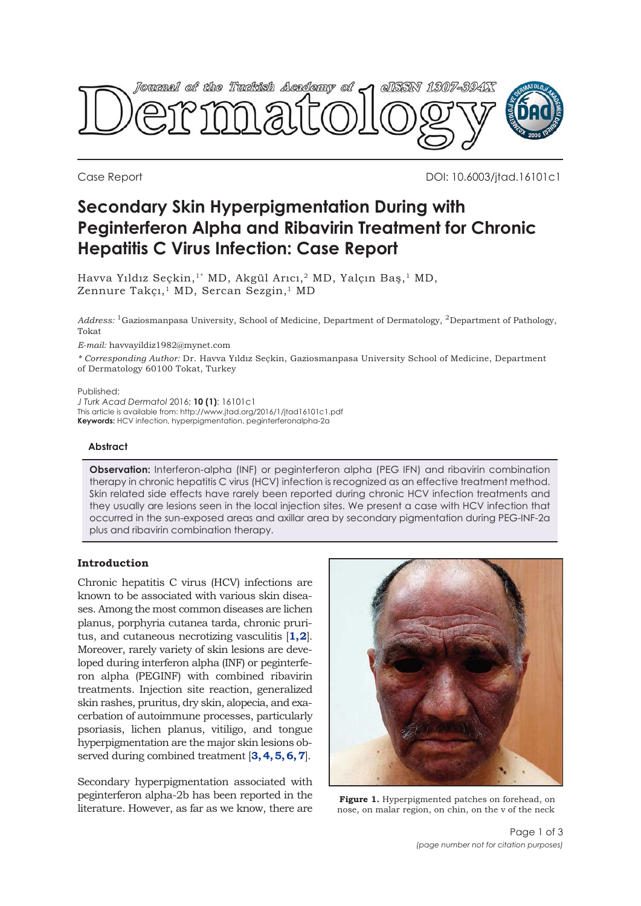Case Report

DOI: 10.6003/jtad.16101c1

# Secondary Skin Hyperpigmentation During with Peginterferon Alpha and Ribavirin Treatment for Chronic Hepatitis C Virus Infection: Case Report

Havva Yıldız Seçkin,[1*] MD, Akgül Arıcı,[2] MD, Yalçın Baş,[1] MD, Zennure Takçı,[1] MD, Sercan Sezgin,[1] MD

*Address:* [1]Gaziosmanpasa University, School of Medicine, Department of Dermatology, [2]Department of Pathology, Tokat

*E-mail:* havvayildiz1982@mynet.com

*\* Corresponding Author:* Dr. Havva Yıldız Seçkin, Gaziosmanpasa University School of Medicine, Department of Dermatology 60100 Tokat, Turkey

Published:
*J Turk Acad Dermatol* 2016; **10 (1)**: 16101c1
This article is available from: http://www.jtad.org/2016/1/jtad16101c1.pdf
**Keywords:** HCV infection, hyperpigmentation, peginterferonalpha-2a

**Abstract**

**Observation:** Interferon-alpha (INF) or peginterferon alpha (PEG IFN) and ribavirin combination therapy in chronic hepatitis C virus (HCV) infection is recognized as an effective treatment method. Skin related side effects have rarely been reported during chronic HCV infection treatments and they usually are lesions seen in the local injection sites. We present a case with HCV infection that occurred in the sun-exposed areas and axillar area by secondary pigmentation during PEG-INF-2a plus and ribavirin combination therapy.

## Introduction

Chronic hepatitis C virus (HCV) infections are known to be associated with various skin diseases. Among the most common diseases are lichen planus, porphyria cutanea tarda, chronic pruritus, and cutaneous necrotizing vasculitis [1,2]. Moreover, rarely variety of skin lesions are developed during interferon alpha (INF) or peginterferon alpha (PEGINF) with combined ribavirin treatments. Injection site reaction, generalized skin rashes, pruritus, dry skin, alopecia, and exacerbation of autoimmune processes, particularly psoriasis, lichen planus, vitiligo, and tongue hyperpigmentation are the major skin lesions observed during combined treatment [3, 4, 5, 6, 7].

Secondary hyperpigmentation associated with peginterferon alpha-2b has been reported in the literature. However, as far as we know, there are

**Figure 1.** Hyperpigmented patches on forehead, on nose, on malar region, on chin, on the v of the neck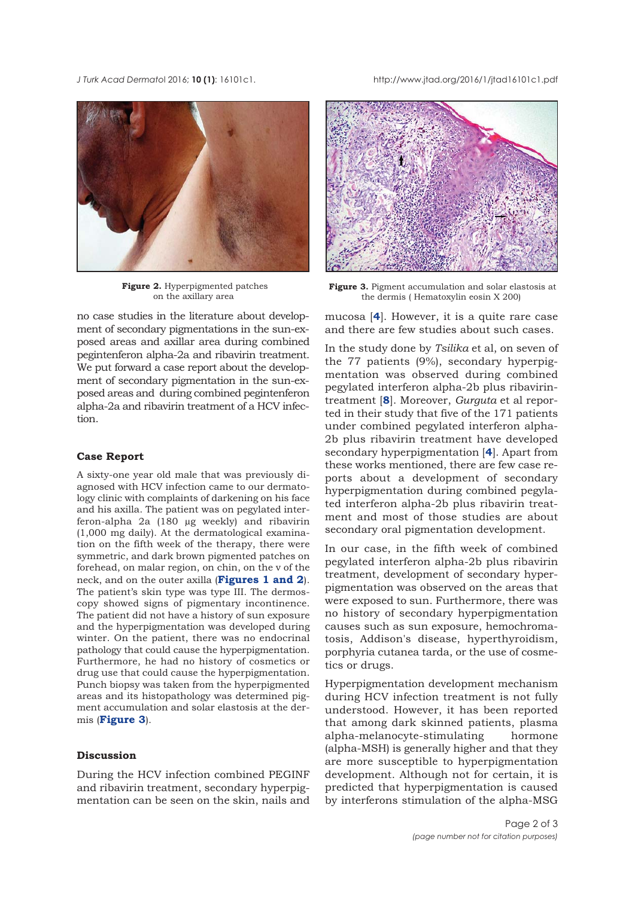**Figure 2.** Hyperpigmented patches on the axillary area

**Figure 3.** Pigment accumulation and solar elastosis at the dermis ( Hematoxylin eosin X 200)

no case studies in the literature about development of secondary pigmentations in the sun-exposed areas and axillar area during combined pegintenferon alpha-2a and ribavirin treatment. We put forward a case report about the development of secondary pigmentation in the sun-exposed areas and during combined pegintenferon alpha-2a and ribavirin treatment of a HCV infection.

## Case Report

A sixty-one year old male that was previously diagnosed with HCV infection came to our dermatology clinic with complaints of darkening on his face and his axilla. The patient was on pegylated interferon-alpha 2a (180 µg weekly) and ribavirin (1,000 mg daily). At the dermatological examination on the fifth week of the therapy, there were symmetric, and dark brown pigmented patches on forehead, on malar region, on chin, on the v of the neck, and on the outer axilla (**Figures 1 and 2**). The patient's skin type was type III. The dermoscopy showed signs of pigmentary incontinence. The patient did not have a history of sun exposure and the hyperpigmentation was developed during winter. On the patient, there was no endocrinal pathology that could cause the hyperpigmentation. Furthermore, he had no history of cosmetics or drug use that could cause the hyperpigmentation. Punch biopsy was taken from the hyperpigmented areas and its histopathology was determined pigment accumulation and solar elastosis at the dermis (**Figure 3**).

## Discussion

During the HCV infection combined PEGINF and ribavirin treatment, secondary hyperpigmentation can be seen on the skin, nails and mucosa [4]. However, it is a quite rare case and there are few studies about such cases.

In the study done by *Tsilika* et al, on seven of the 77 patients (9%), secondary hyperpigmentation was observed during combined pegylated interferon alpha-2b plus ribavirin-treatment [8]. Moreover, *Gurguta* et al reported in their study that five of the 171 patients under combined pegylated interferon alpha-2b plus ribavirin treatment have developed secondary hyperpigmentation [4]. Apart from these works mentioned, there are few case reports about a development of secondary hyperpigmentation during combined pegylated interferon alpha-2b plus ribavirin treatment and most of those studies are about secondary oral pigmentation development.

In our case, in the fifth week of combined pegylated interferon alpha-2b plus ribavirin treatment, development of secondary hyperpigmentation was observed on the areas that were exposed to sun. Furthermore, there was no history of secondary hyperpigmentation causes such as sun exposure, hemochromatosis, Addison's disease, hyperthyroidism, porphyria cutanea tarda, or the use of cosmetics or drugs.

Hyperpigmentation development mechanism during HCV infection treatment is not fully understood. However, it has been reported that among dark skinned patients, plasma alpha-melanocyte-stimulating hormone (alpha-MSH) is generally higher and that they are more susceptible to hyperpigmentation development. Although not for certain, it is predicted that hyperpigmentation is caused by interferons stimulation of the alpha-MSG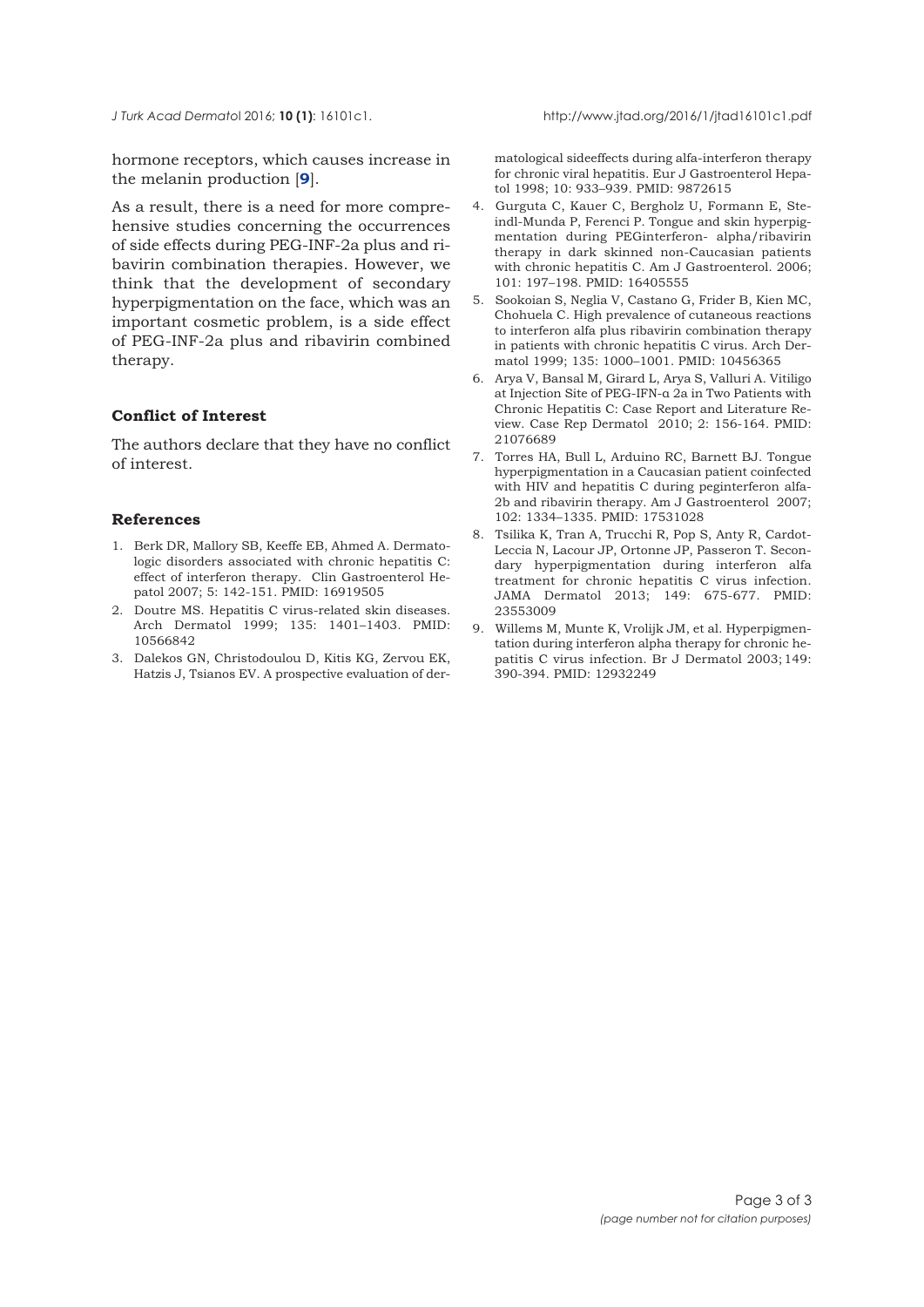hormone receptors, which causes increase in the melanin production [9].

As a result, there is a need for more comprehensive studies concerning the occurrences of side effects during PEG-INF-2a plus and ribavirin combination therapies. However, we think that the development of secondary hyperpigmentation on the face, which was an important cosmetic problem, is a side effect of PEG-INF-2a plus and ribavirin combined therapy.

## Conflict of Interest

The authors declare that they have no conflict of interest.

## References

1. Berk DR, Mallory SB, Keeffe EB, Ahmed A. Dermatologic disorders associated with chronic hepatitis C: effect of interferon therapy. Clin Gastroenterol Hepatol 2007; 5: 142-151. PMID: 16919505
2. Doutre MS. Hepatitis C virus-related skin diseases. Arch Dermatol 1999; 135: 1401–1403. PMID: 10566842
3. Dalekos GN, Christodoulou D, Kitis KG, Zervou EK, Hatzis J, Tsianos EV. A prospective evaluation of dermatological sideeffects during alfa-interferon therapy for chronic viral hepatitis. Eur J Gastroenterol Hepatol 1998; 10: 933–939. PMID: 9872615
4. Gurguta C, Kauer C, Bergholz U, Formann E, Steindl-Munda P, Ferenci P. Tongue and skin hyperpigmentation during PEGinterferon- alpha/ribavirin therapy in dark skinned non-Caucasian patients with chronic hepatitis C. Am J Gastroenterol. 2006; 101: 197–198. PMID: 16405555
5. Sookoian S, Neglia V, Castano G, Frider B, Kien MC, Chohuela C. High prevalence of cutaneous reactions to interferon alfa plus ribavirin combination therapy in patients with chronic hepatitis C virus. Arch Dermatol 1999; 135: 1000–1001. PMID: 10456365
6. Arya V, Bansal M, Girard L, Arya S, Valluri A. Vitiligo at Injection Site of PEG-IFN-α 2a in Two Patients with Chronic Hepatitis C: Case Report and Literature Review. Case Rep Dermatol 2010; 2: 156-164. PMID: 21076689
7. Torres HA, Bull L, Arduino RC, Barnett BJ. Tongue hyperpigmentation in a Caucasian patient coinfected with HIV and hepatitis C during peginterferon alfa-2b and ribavirin therapy. Am J Gastroenterol 2007; 102: 1334–1335. PMID: 17531028
8. Tsilika K, Tran A, Trucchi R, Pop S, Anty R, Cardot-Leccia N, Lacour JP, Ortonne JP, Passeron T. Secondary hyperpigmentation during interferon alfa treatment for chronic hepatitis C virus infection. JAMA Dermatol 2013; 149: 675-677. PMID: 23553009
9. Willems M, Munte K, Vrolijk JM, et al. Hyperpigmentation during interferon alpha therapy for chronic hepatitis C virus infection. Br J Dermatol 2003; 149: 390-394. PMID: 12932249